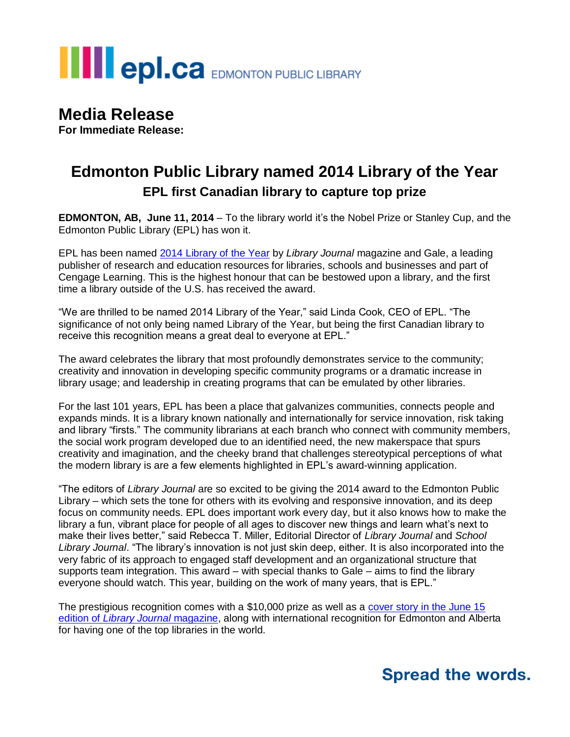epl.ca EDMONTON PUBLIC LIBRARY

# Media Release

**For Immediate Release:**

## Edmonton Public Library named 2014 Library of the Year

### EPL first Canadian library to capture top prize

**EDMONTON, AB, June 11, 2014** – To the library world it's the Nobel Prize or Stanley Cup, and the Edmonton Public Library (EPL) has won it.

EPL has been named [2014 Library of the Year] by *Library Journal* magazine and Gale, a leading publisher of research and education resources for libraries, schools and businesses and part of Cengage Learning. This is the highest honour that can be bestowed upon a library, and the first time a library outside of the U.S. has received the award.

"We are thrilled to be named 2014 Library of the Year," said Linda Cook, CEO of EPL. "The significance of not only being named Library of the Year, but being the first Canadian library to receive this recognition means a great deal to everyone at EPL."

The award celebrates the library that most profoundly demonstrates service to the community; creativity and innovation in developing specific community programs or a dramatic increase in library usage; and leadership in creating programs that can be emulated by other libraries.

For the last 101 years, EPL has been a place that galvanizes communities, connects people and expands minds. It is a library known nationally and internationally for service innovation, risk taking and library "firsts." The community librarians at each branch who connect with community members, the social work program developed due to an identified need, the new makerspace that spurs creativity and imagination, and the cheeky brand that challenges stereotypical perceptions of what the modern library is are a few elements highlighted in EPL's award-winning application.

"The editors of *Library Journal* are so excited to be giving the 2014 award to the Edmonton Public Library – which sets the tone for others with its evolving and responsive innovation, and its deep focus on community needs. EPL does important work every day, but it also knows how to make the library a fun, vibrant place for people of all ages to discover new things and learn what's next to make their lives better," said Rebecca T. Miller, Editorial Director of *Library Journal* and *School Library Journal*. "The library's innovation is not just skin deep, either. It is also incorporated into the very fabric of its approach to engaged staff development and an organizational structure that supports team integration. This award – with special thanks to Gale – aims to find the library everyone should watch. This year, building on the work of many years, that is EPL."

The prestigious recognition comes with a $10,000 prize as well as a [cover story in the June 15 edition of *Library Journal* magazine], along with international recognition for Edmonton and Alberta for having one of the top libraries in the world.

**Spread the words.**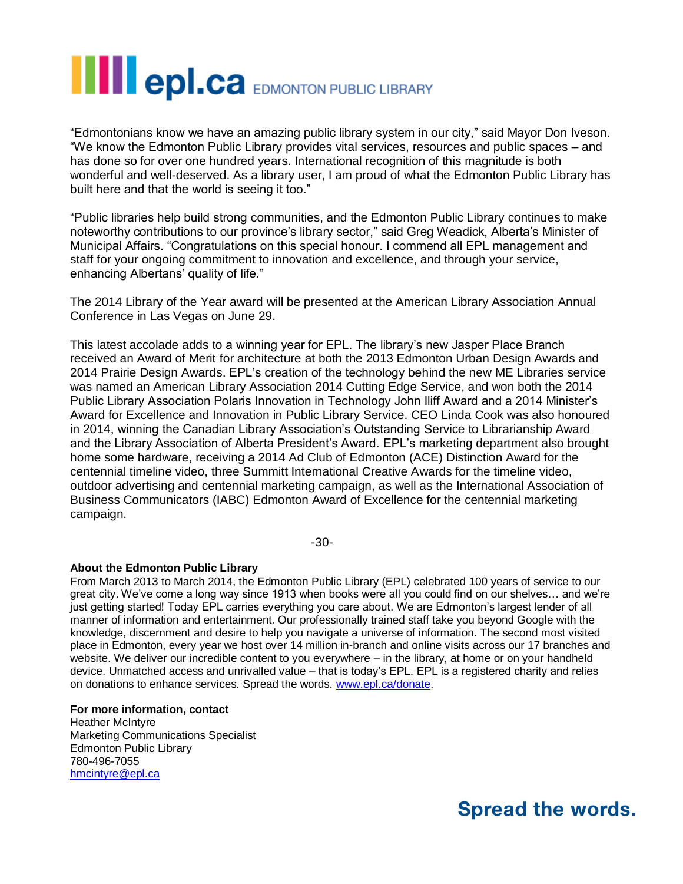"Edmontonians know we have an amazing public library system in our city," said Mayor Don Iveson. "We know the Edmonton Public Library provides vital services, resources and public spaces – and has done so for over one hundred years. International recognition of this magnitude is both wonderful and well-deserved. As a library user, I am proud of what the Edmonton Public Library has built here and that the world is seeing it too."

"Public libraries help build strong communities, and the Edmonton Public Library continues to make noteworthy contributions to our province's library sector," said Greg Weadick, Alberta's Minister of Municipal Affairs. "Congratulations on this special honour. I commend all EPL management and staff for your ongoing commitment to innovation and excellence, and through your service, enhancing Albertans' quality of life."

The 2014 Library of the Year award will be presented at the American Library Association Annual Conference in Las Vegas on June 29.

This latest accolade adds to a winning year for EPL. The library's new Jasper Place Branch received an Award of Merit for architecture at both the 2013 Edmonton Urban Design Awards and 2014 Prairie Design Awards. EPL's creation of the technology behind the new ME Libraries service was named an American Library Association 2014 Cutting Edge Service, and won both the 2014 Public Library Association Polaris Innovation in Technology John Iliff Award and a 2014 Minister's Award for Excellence and Innovation in Public Library Service. CEO Linda Cook was also honoured in 2014, winning the Canadian Library Association's Outstanding Service to Librarianship Award and the Library Association of Alberta President's Award. EPL's marketing department also brought home some hardware, receiving a 2014 Ad Club of Edmonton (ACE) Distinction Award for the centennial timeline video, three Summitt International Creative Awards for the timeline video, outdoor advertising and centennial marketing campaign, as well as the International Association of Business Communicators (IABC) Edmonton Award of Excellence for the centennial marketing campaign.

-30-

**About the Edmonton Public Library**
From March 2013 to March 2014, the Edmonton Public Library (EPL) celebrated 100 years of service to our great city. We've come a long way since 1913 when books were all you could find on our shelves… and we're just getting started! Today EPL carries everything you care about. We are Edmonton's largest lender of all manner of information and entertainment. Our professionally trained staff take you beyond Google with the knowledge, discernment and desire to help you navigate a universe of information. The second most visited place in Edmonton, every year we host over 14 million in-branch and online visits across our 17 branches and website. We deliver our incredible content to you everywhere – in the library, at home or on your handheld device. Unmatched access and unrivalled value – that is today's EPL. EPL is a registered charity and relies on donations to enhance services. Spread the words. www.epl.ca/donate.

**For more information, contact**
Heather McIntyre
Marketing Communications Specialist
Edmonton Public Library
780-496-7055
hmcintyre@epl.ca

**Spread the words.**